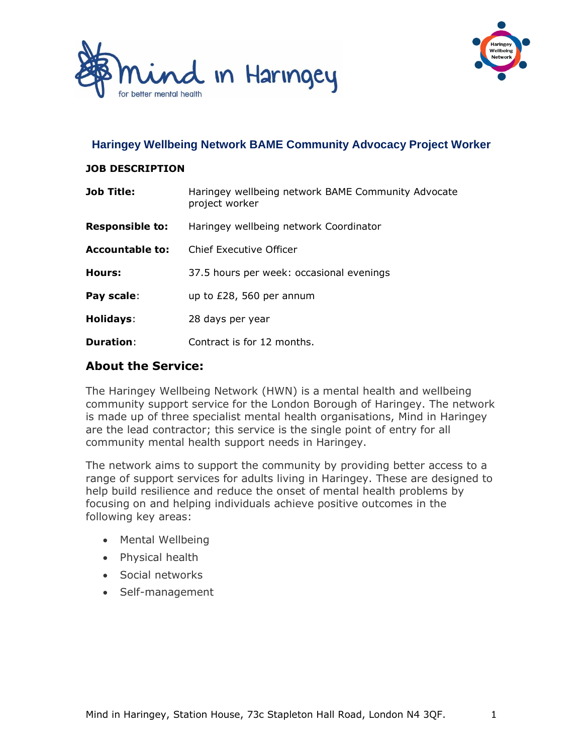# Haringey Wellbeing Network BAME Community Advocacy Project Worker

**JOB DESCRIPTION**

| | |
|---|---|
| **Job Title:** | Haringey wellbeing network BAME Community Advocate project worker |
| **Responsible to:** | Haringey wellbeing network Coordinator |
| **Accountable to:** | Chief Executive Officer |
| **Hours:** | 37.5 hours per week: occasional evenings |
| **Pay scale**: | up to £28, 560 per annum |
| **Holidays**: | 28 days per year |
| **Duration**: | Contract is for 12 months. |

## About the Service:

The Haringey Wellbeing Network (HWN) is a mental health and wellbeing community support service for the London Borough of Haringey. The network is made up of three specialist mental health organisations, Mind in Haringey are the lead contractor; this service is the single point of entry for all community mental health support needs in Haringey.

The network aims to support the community by providing better access to a range of support services for adults living in Haringey. These are designed to help build resilience and reduce the onset of mental health problems by focusing on and helping individuals achieve positive outcomes in the following key areas:

- Mental Wellbeing
- Physical health
- Social networks
- Self-management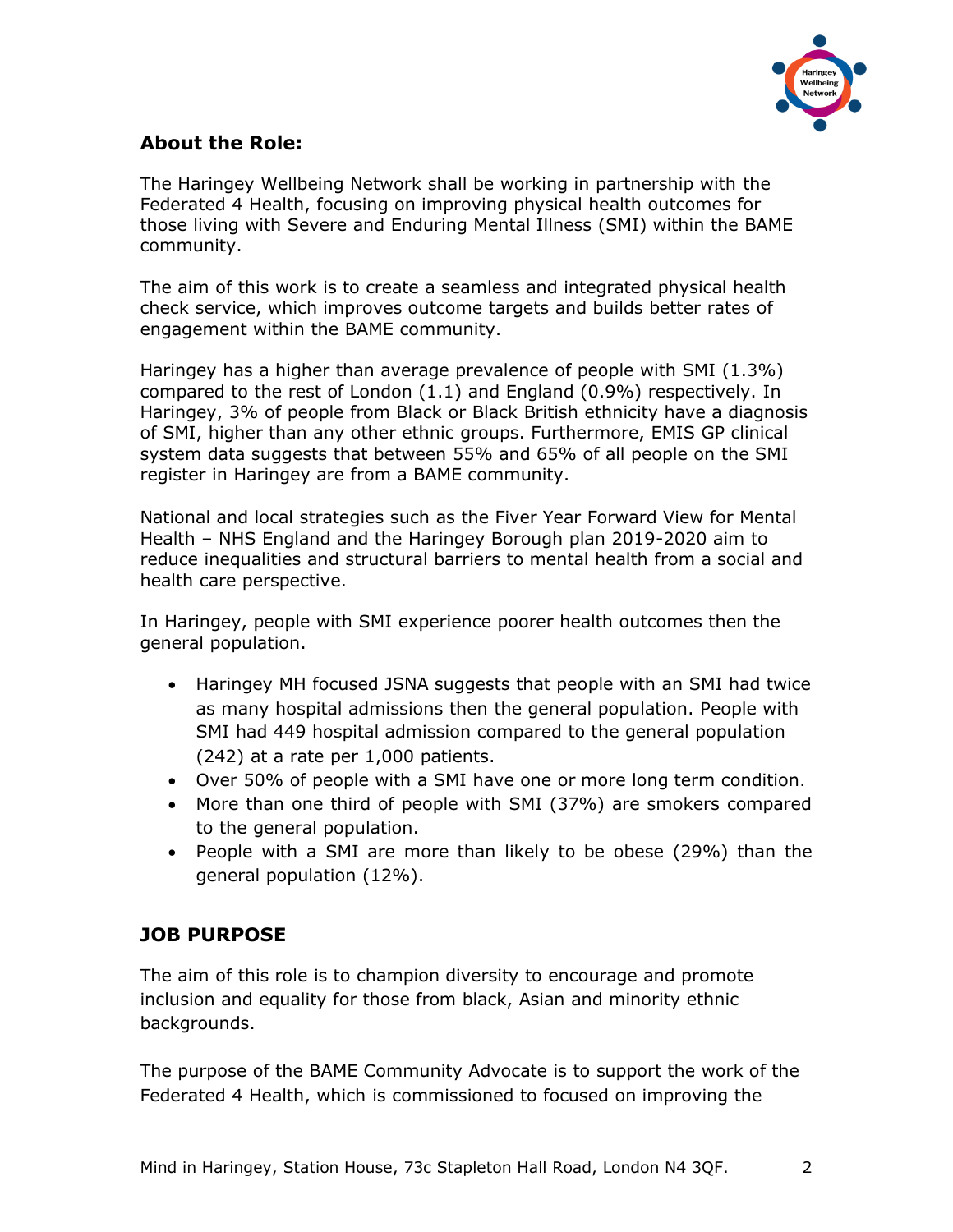## About the Role:

The Haringey Wellbeing Network shall be working in partnership with the Federated 4 Health, focusing on improving physical health outcomes for those living with Severe and Enduring Mental Illness (SMI) within the BAME community.

The aim of this work is to create a seamless and integrated physical health check service, which improves outcome targets and builds better rates of engagement within the BAME community.

Haringey has a higher than average prevalence of people with SMI (1.3%) compared to the rest of London (1.1) and England (0.9%) respectively. In Haringey, 3% of people from Black or Black British ethnicity have a diagnosis of SMI, higher than any other ethnic groups. Furthermore, EMIS GP clinical system data suggests that between 55% and 65% of all people on the SMI register in Haringey are from a BAME community.

National and local strategies such as the Fiver Year Forward View for Mental Health – NHS England and the Haringey Borough plan 2019-2020 aim to reduce inequalities and structural barriers to mental health from a social and health care perspective.

In Haringey, people with SMI experience poorer health outcomes then the general population.

- Haringey MH focused JSNA suggests that people with an SMI had twice as many hospital admissions then the general population. People with SMI had 449 hospital admission compared to the general population (242) at a rate per 1,000 patients.
- Over 50% of people with a SMI have one or more long term condition.
- More than one third of people with SMI (37%) are smokers compared to the general population.
- People with a SMI are more than likely to be obese (29%) than the general population (12%).

## JOB PURPOSE

The aim of this role is to champion diversity to encourage and promote inclusion and equality for those from black, Asian and minority ethnic backgrounds.

The purpose of the BAME Community Advocate is to support the work of the Federated 4 Health, which is commissioned to focused on improving the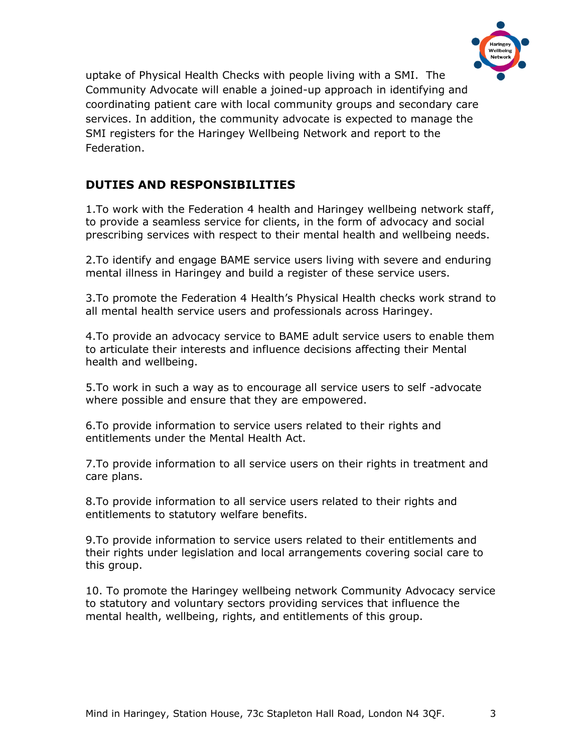uptake of Physical Health Checks with people living with a SMI. The Community Advocate will enable a joined-up approach in identifying and coordinating patient care with local community groups and secondary care services. In addition, the community advocate is expected to manage the SMI registers for the Haringey Wellbeing Network and report to the Federation.

## DUTIES AND RESPONSIBILITIES

1.To work with the Federation 4 health and Haringey wellbeing network staff, to provide a seamless service for clients, in the form of advocacy and social prescribing services with respect to their mental health and wellbeing needs.

2.To identify and engage BAME service users living with severe and enduring mental illness in Haringey and build a register of these service users.

3.To promote the Federation 4 Health's Physical Health checks work strand to all mental health service users and professionals across Haringey.

4.To provide an advocacy service to BAME adult service users to enable them to articulate their interests and influence decisions affecting their Mental health and wellbeing.

5.To work in such a way as to encourage all service users to self -advocate where possible and ensure that they are empowered.

6.To provide information to service users related to their rights and entitlements under the Mental Health Act.

7.To provide information to all service users on their rights in treatment and care plans.

8.To provide information to all service users related to their rights and entitlements to statutory welfare benefits.

9.To provide information to service users related to their entitlements and their rights under legislation and local arrangements covering social care to this group.

10. To promote the Haringey wellbeing network Community Advocacy service to statutory and voluntary sectors providing services that influence the mental health, wellbeing, rights, and entitlements of this group.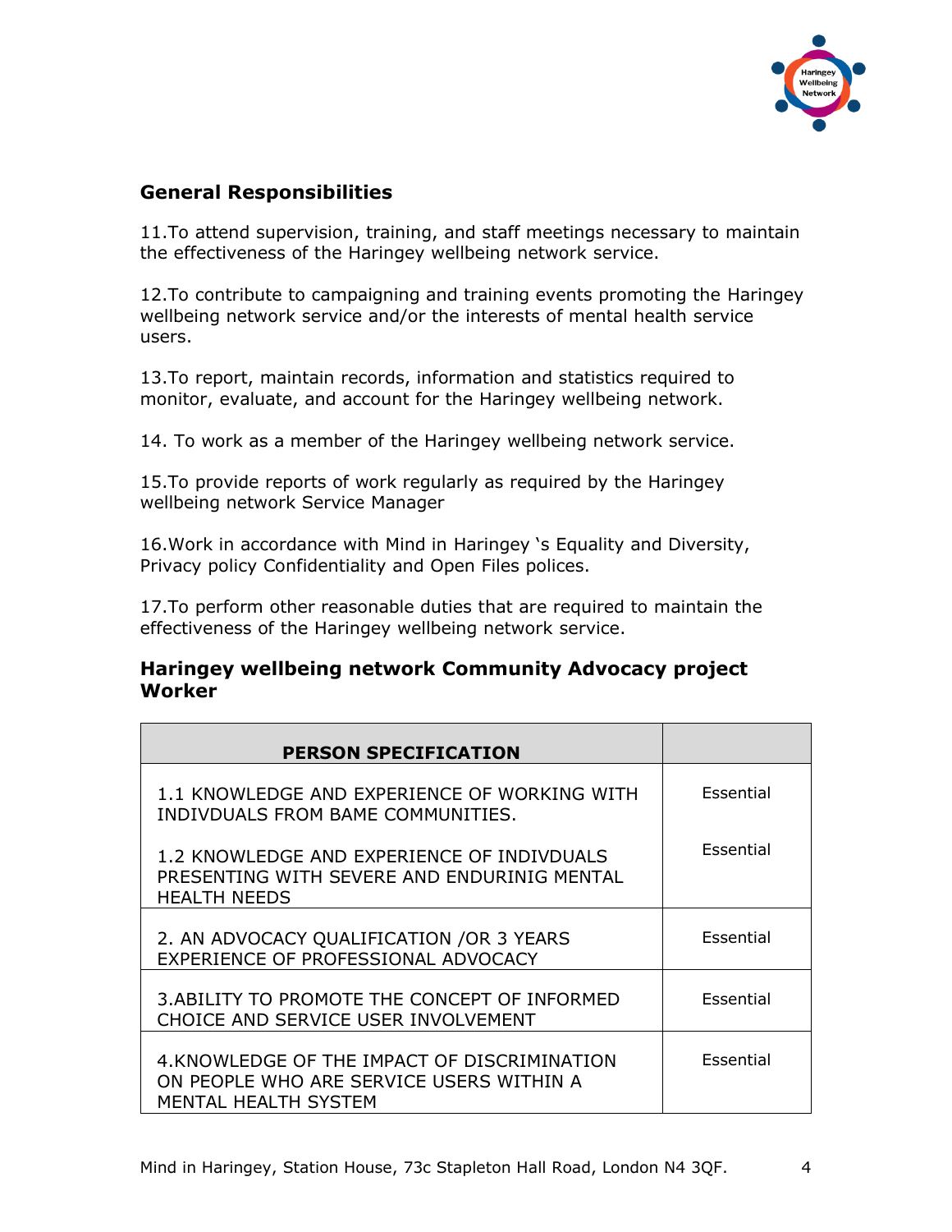## General Responsibilities

11.To attend supervision, training, and staff meetings necessary to maintain the effectiveness of the Haringey wellbeing network service.

12.To contribute to campaigning and training events promoting the Haringey wellbeing network service and/or the interests of mental health service users.

13.To report, maintain records, information and statistics required to monitor, evaluate, and account for the Haringey wellbeing network.

14. To work as a member of the Haringey wellbeing network service.

15.To provide reports of work regularly as required by the Haringey wellbeing network Service Manager

16.Work in accordance with Mind in Haringey 's Equality and Diversity, Privacy policy Confidentiality and Open Files polices.

17.To perform other reasonable duties that are required to maintain the effectiveness of the Haringey wellbeing network service.

## Haringey wellbeing network Community Advocacy project Worker

| PERSON SPECIFICATION | |
|---|---|
| 1.1 KNOWLEDGE AND EXPERIENCE OF WORKING WITH INDIVDUALS FROM BAME COMMUNITIES.<br><br>1.2 KNOWLEDGE AND EXPERIENCE OF INDIVDUALS PRESENTING WITH SEVERE AND ENDURINIG MENTAL HEALTH NEEDS | Essential<br><br>Essential |
| 2. AN ADVOCACY QUALIFICATION /OR 3 YEARS EXPERIENCE OF PROFESSIONAL ADVOCACY | Essential |
| 3.ABILITY TO PROMOTE THE CONCEPT OF INFORMED CHOICE AND SERVICE USER INVOLVEMENT | Essential |
| 4.KNOWLEDGE OF THE IMPACT OF DISCRIMINATION ON PEOPLE WHO ARE SERVICE USERS WITHIN A MENTAL HEALTH SYSTEM | Essential |

Mind in Haringey, Station House, 73c Stapleton Hall Road, London N4 3QF.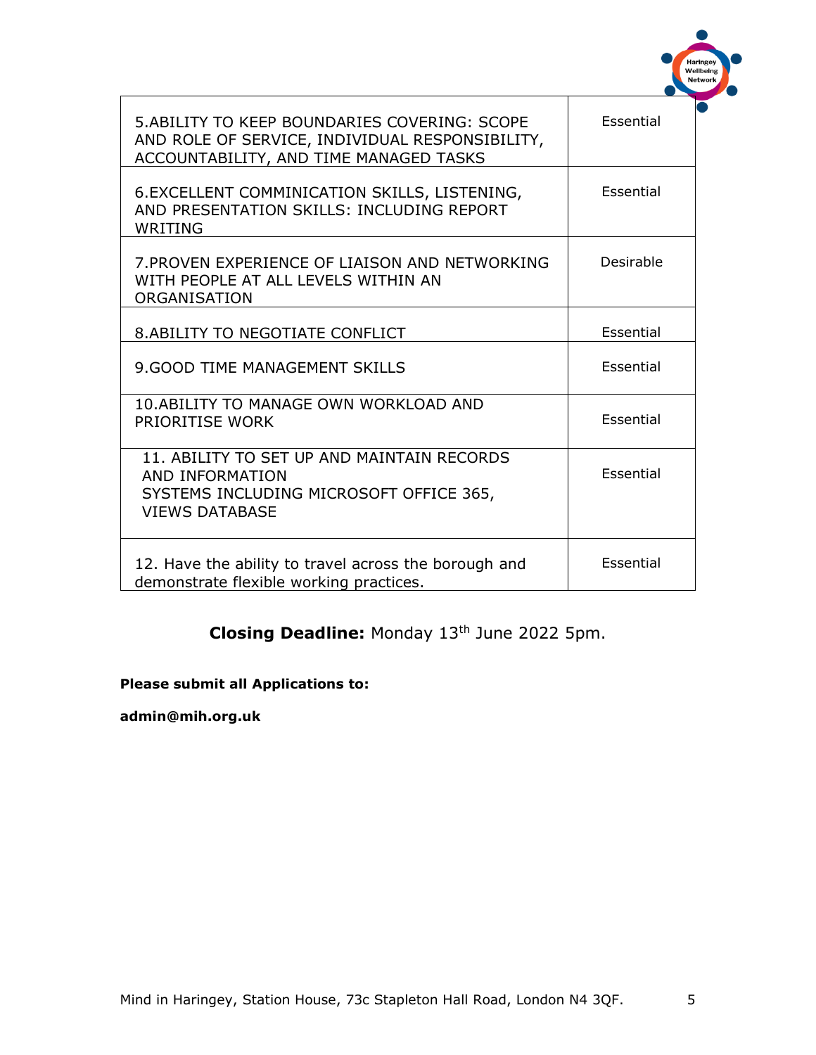| | |
|---|---|
| 5.ABILITY TO KEEP BOUNDARIES COVERING: SCOPE AND ROLE OF SERVICE, INDIVIDUAL RESPONSIBILITY, ACCOUNTABILITY, AND TIME MANAGED TASKS | Essential |
| 6.EXCELLENT COMMINICATION SKILLS, LISTENING, AND PRESENTATION SKILLS: INCLUDING REPORT WRITING | Essential |
| 7.PROVEN EXPERIENCE OF LIAISON AND NETWORKING WITH PEOPLE AT ALL LEVELS WITHIN AN ORGANISATION | Desirable |
| 8.ABILITY TO NEGOTIATE CONFLICT | Essential |
| 9.GOOD TIME MANAGEMENT SKILLS | Essential |
| 10.ABILITY TO MANAGE OWN WORKLOAD AND PRIORITISE WORK | Essential |
| 11. ABILITY TO SET UP AND MAINTAIN RECORDS AND INFORMATION SYSTEMS INCLUDING MICROSOFT OFFICE 365, VIEWS DATABASE | Essential |
| 12. Have the ability to travel across the borough and demonstrate flexible working practices. | Essential |

**Closing Deadline:** Monday 13th June 2022 5pm.

**Please submit all Applications to:**

**admin@mih.org.uk**

Mind in Haringey, Station House, 73c Stapleton Hall Road, London N4 3QF.